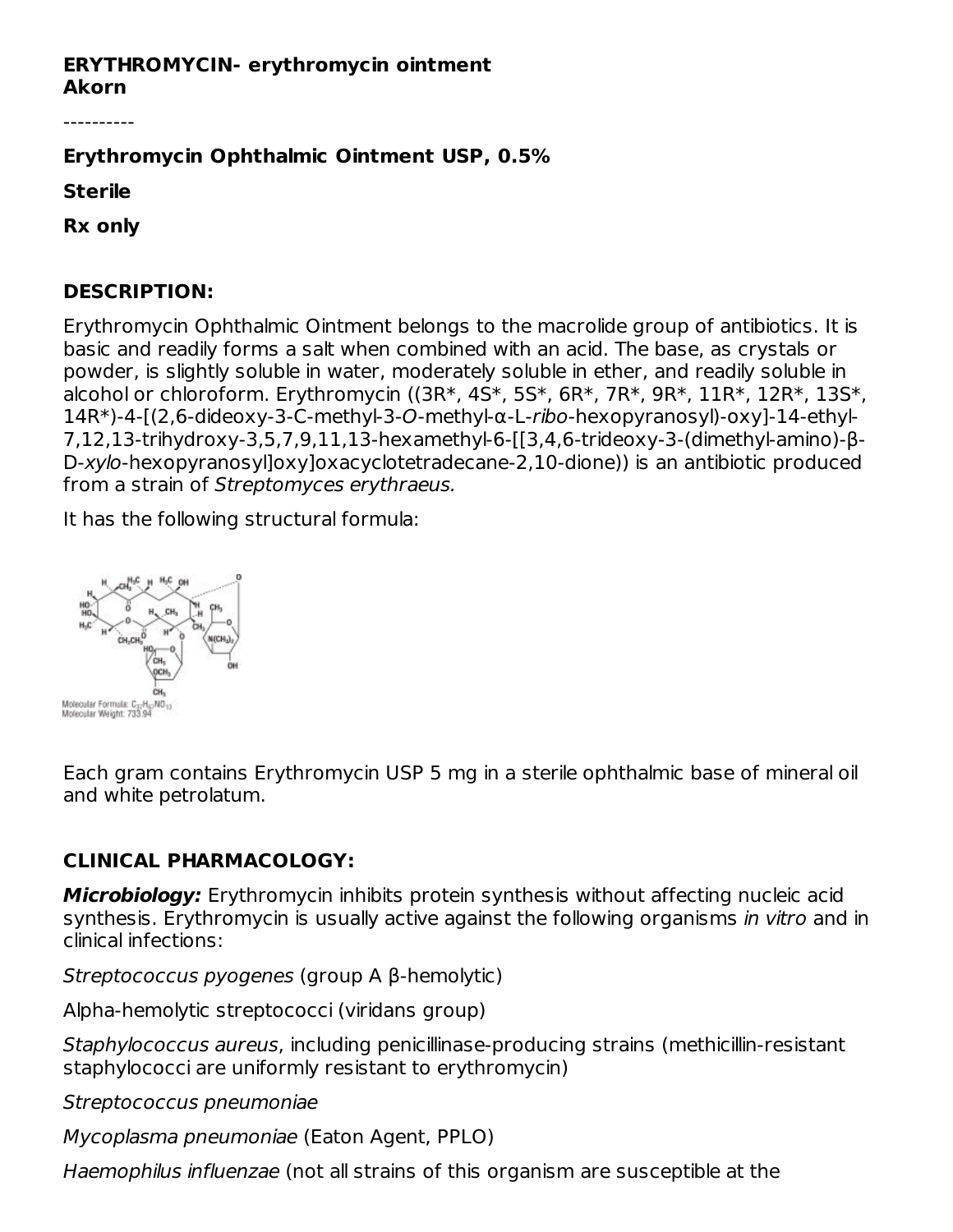**ERYTHROMYCIN- erythromycin ointment**
**Akorn**

----------

**Erythromycin Ophthalmic Ointment USP, 0.5%**

**Sterile**

**Rx only**

## DESCRIPTION:

Erythromycin Ophthalmic Ointment belongs to the macrolide group of antibiotics. It is basic and readily forms a salt when combined with an acid. The base, as crystals or powder, is slightly soluble in water, moderately soluble in ether, and readily soluble in alcohol or chloroform. Erythromycin ((3R*, 4S*, 5S*, 6R*, 7R*, 9R*, 11R*, 12R*, 13S*, 14R*)-4-[(2,6-dideoxy-3-C-methyl-3-*O*-methyl-α-L-*ribo*-hexopyranosyl)-oxy]-14-ethyl-7,12,13-trihydroxy-3,5,7,9,11,13-hexamethyl-6-[[3,4,6-trideoxy-3-(dimethyl-amino)-β-D-*xylo*-hexopyranosyl]oxy]oxacyclotetradecane-2,10-dione)) is an antibiotic produced from a strain of *Streptomyces erythraeus.*

It has the following structural formula:

Molecular Formula: $C_{37}H_{67}NO_{13}$
Molecular Weight: 733.94

Each gram contains Erythromycin USP 5 mg in a sterile ophthalmic base of mineral oil and white petrolatum.

## CLINICAL PHARMACOLOGY:

***Microbiology:*** Erythromycin inhibits protein synthesis without affecting nucleic acid synthesis. Erythromycin is usually active against the following organisms *in vitro* and in clinical infections:

*Streptococcus pyogenes* (group A β-hemolytic)

Alpha-hemolytic streptococci (viridans group)

*Staphylococcus aureus*, including penicillinase-producing strains (methicillin-resistant staphylococci are uniformly resistant to erythromycin)

*Streptococcus pneumoniae*

*Mycoplasma pneumoniae* (Eaton Agent, PPLO)

*Haemophilus influenzae* (not all strains of this organism are susceptible at the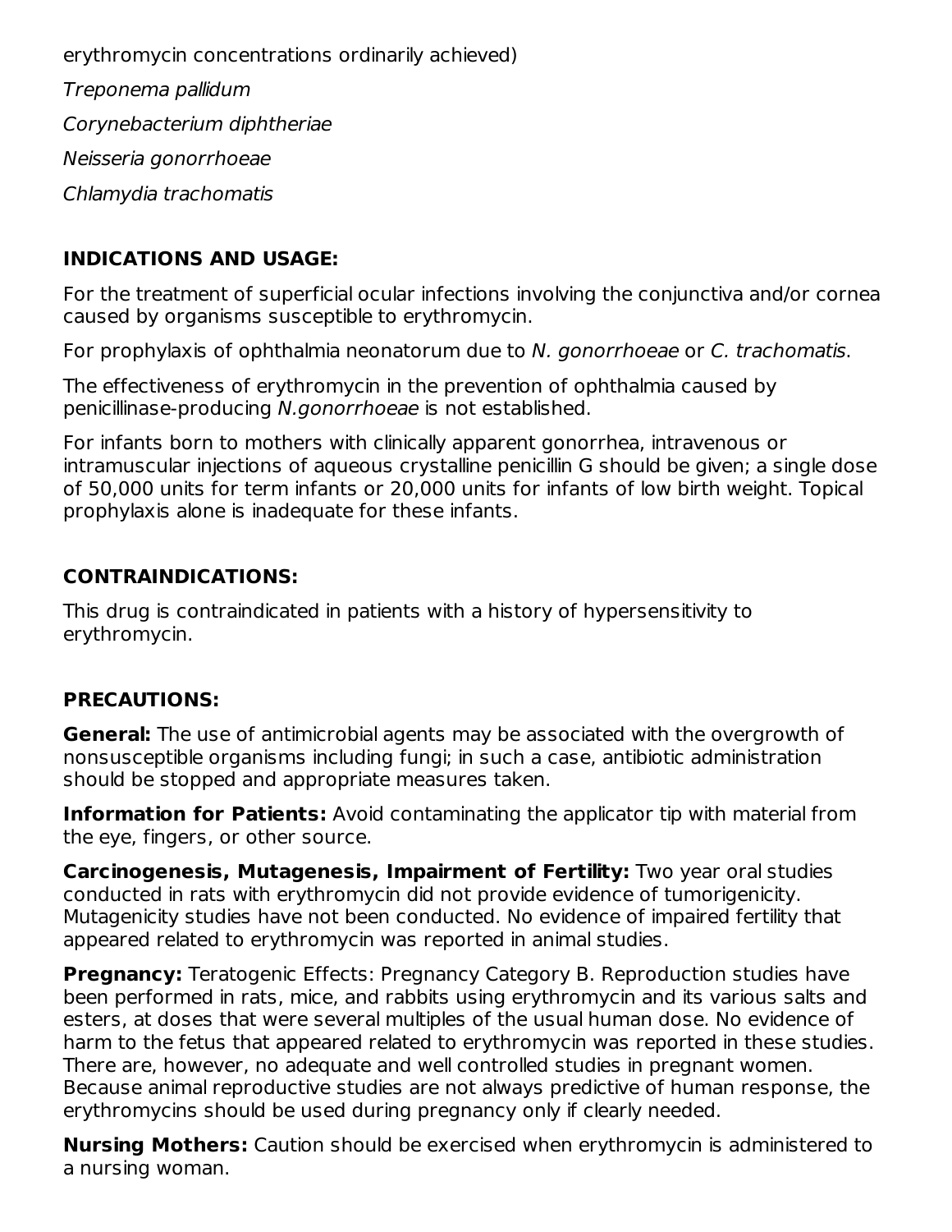erythromycin concentrations ordinarily achieved)

*Treponema pallidum*

*Corynebacterium diphtheriae*

*Neisseria gonorrhoeae*

*Chlamydia trachomatis*

## INDICATIONS AND USAGE:

For the treatment of superficial ocular infections involving the conjunctiva and/or cornea caused by organisms susceptible to erythromycin.

For prophylaxis of ophthalmia neonatorum due to *N. gonorrhoeae* or *C. trachomatis*.

The effectiveness of erythromycin in the prevention of ophthalmia caused by penicillinase-producing *N.gonorrhoeae* is not established.

For infants born to mothers with clinically apparent gonorrhea, intravenous or intramuscular injections of aqueous crystalline penicillin G should be given; a single dose of 50,000 units for term infants or 20,000 units for infants of low birth weight. Topical prophylaxis alone is inadequate for these infants.

## CONTRAINDICATIONS:

This drug is contraindicated in patients with a history of hypersensitivity to erythromycin.

## PRECAUTIONS:

**General:** The use of antimicrobial agents may be associated with the overgrowth of nonsusceptible organisms including fungi; in such a case, antibiotic administration should be stopped and appropriate measures taken.

**Information for Patients:** Avoid contaminating the applicator tip with material from the eye, fingers, or other source.

**Carcinogenesis, Mutagenesis, Impairment of Fertility:** Two year oral studies conducted in rats with erythromycin did not provide evidence of tumorigenicity. Mutagenicity studies have not been conducted. No evidence of impaired fertility that appeared related to erythromycin was reported in animal studies.

**Pregnancy:** Teratogenic Effects: Pregnancy Category B. Reproduction studies have been performed in rats, mice, and rabbits using erythromycin and its various salts and esters, at doses that were several multiples of the usual human dose. No evidence of harm to the fetus that appeared related to erythromycin was reported in these studies. There are, however, no adequate and well controlled studies in pregnant women. Because animal reproductive studies are not always predictive of human response, the erythromycins should be used during pregnancy only if clearly needed.

**Nursing Mothers:** Caution should be exercised when erythromycin is administered to a nursing woman.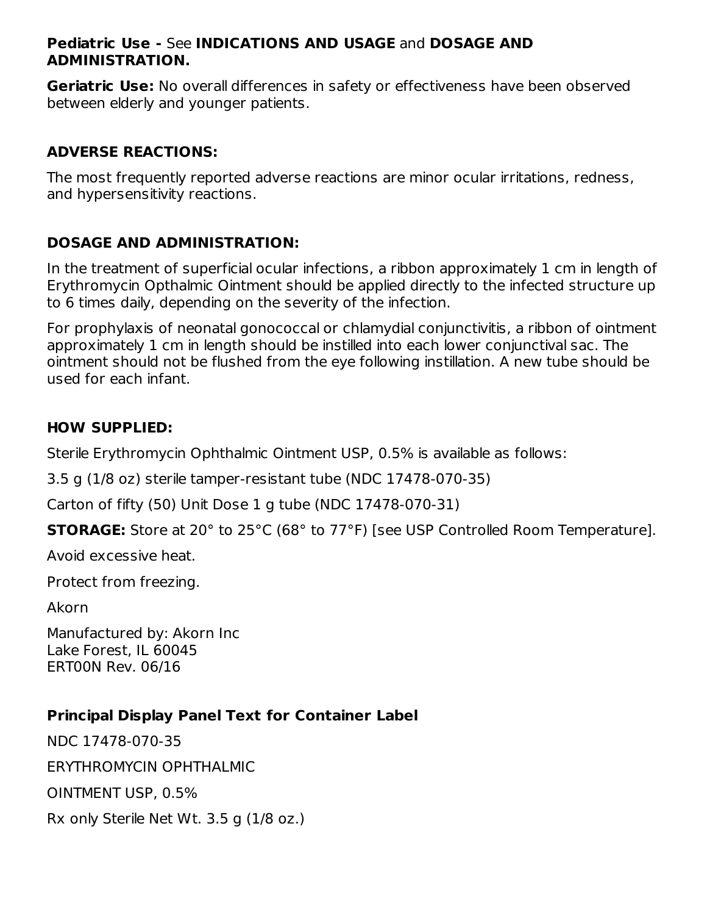**Pediatric Use -** See **INDICATIONS AND USAGE** and **DOSAGE AND ADMINISTRATION.**

**Geriatric Use:** No overall differences in safety or effectiveness have been observed between elderly and younger patients.

## ADVERSE REACTIONS:

The most frequently reported adverse reactions are minor ocular irritations, redness, and hypersensitivity reactions.

## DOSAGE AND ADMINISTRATION:

In the treatment of superficial ocular infections, a ribbon approximately 1 cm in length of Erythromycin Opthalmic Ointment should be applied directly to the infected structure up to 6 times daily, depending on the severity of the infection.

For prophylaxis of neonatal gonococcal or chlamydial conjunctivitis, a ribbon of ointment approximately 1 cm in length should be instilled into each lower conjunctival sac. The ointment should not be flushed from the eye following instillation. A new tube should be used for each infant.

## HOW SUPPLIED:

Sterile Erythromycin Ophthalmic Ointment USP, 0.5% is available as follows:

3.5 g (1/8 oz) sterile tamper-resistant tube (NDC 17478-070-35)

Carton of fifty (50) Unit Dose 1 g tube (NDC 17478-070-31)

**STORAGE:** Store at 20° to 25°C (68° to 77°F) [see USP Controlled Room Temperature].

Avoid excessive heat.

Protect from freezing.

Akorn

Manufactured by: Akorn Inc
Lake Forest, IL 60045
ERT00N Rev. 06/16

## Principal Display Panel Text for Container Label

NDC 17478-070-35

ERYTHROMYCIN OPHTHALMIC

OINTMENT USP, 0.5%

Rx only Sterile Net Wt. 3.5 g (1/8 oz.)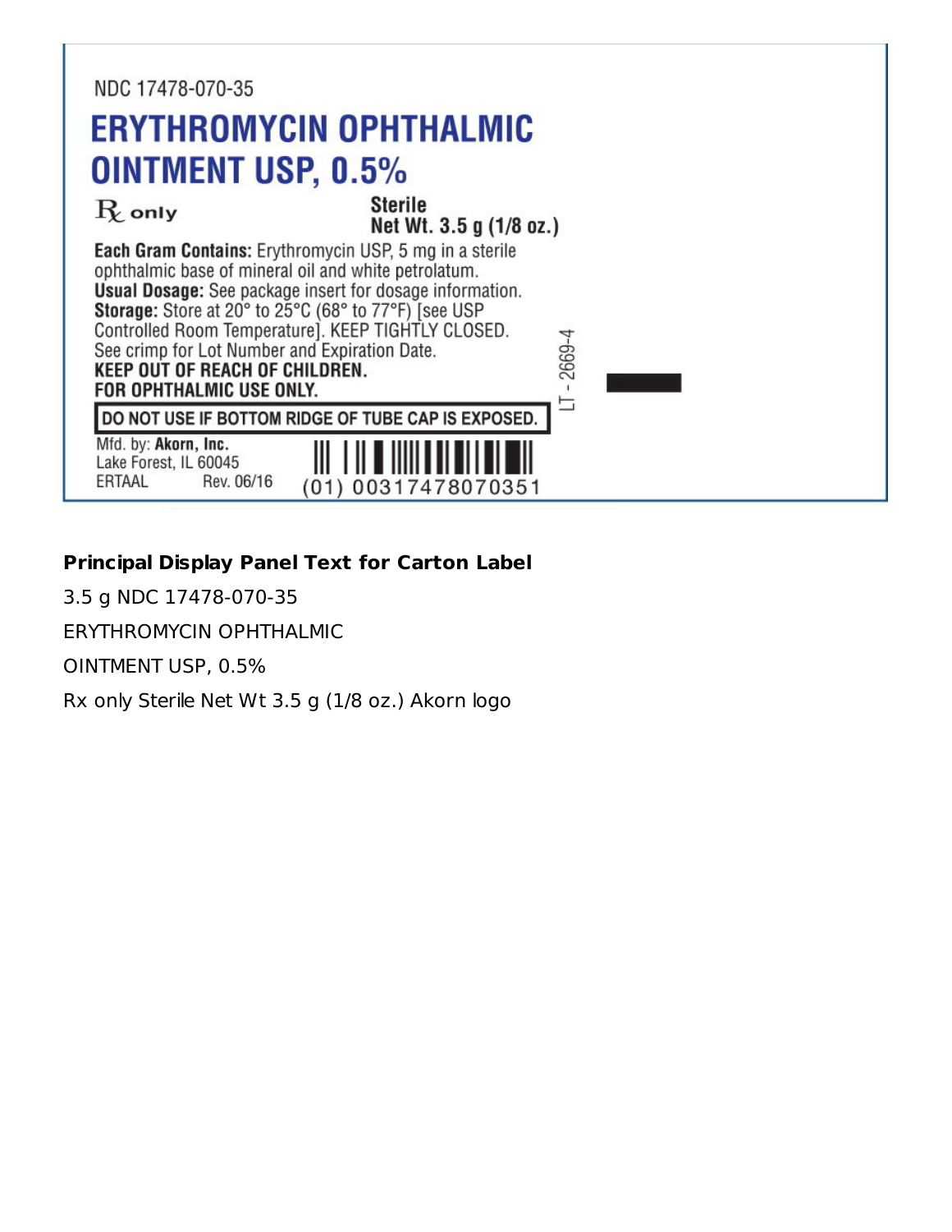NDC 17478-070-35

**ERYTHROMYCIN OPHTHALMIC OINTMENT USP, 0.5%**

℞ only

**Sterile**
**Net Wt. 3.5 g (1/8 oz.)**

**Each Gram Contains:** Erythromycin USP, 5 mg in a sterile ophthalmic base of mineral oil and white petrolatum.
**Usual Dosage:** See package insert for dosage information.
**Storage:** Store at 20° to 25°C (68° to 77°F) [see USP Controlled Room Temperature]. KEEP TIGHTLY CLOSED.
See crimp for Lot Number and Expiration Date.
**KEEP OUT OF REACH OF CHILDREN.**
**FOR OPHTHALMIC USE ONLY.**

**DO NOT USE IF BOTTOM RIDGE OF TUBE CAP IS EXPOSED.**

LT - 2669-4

Mfd. by: **Akorn, Inc.**
Lake Forest, IL 60045
ERTAAL Rev. 06/16

(01) 00317478070351

**Principal Display Panel Text for Carton Label**

3.5 g NDC 17478-070-35

ERYTHROMYCIN OPHTHALMIC

OINTMENT USP, 0.5%

Rx only Sterile Net Wt 3.5 g (1/8 oz.) Akorn logo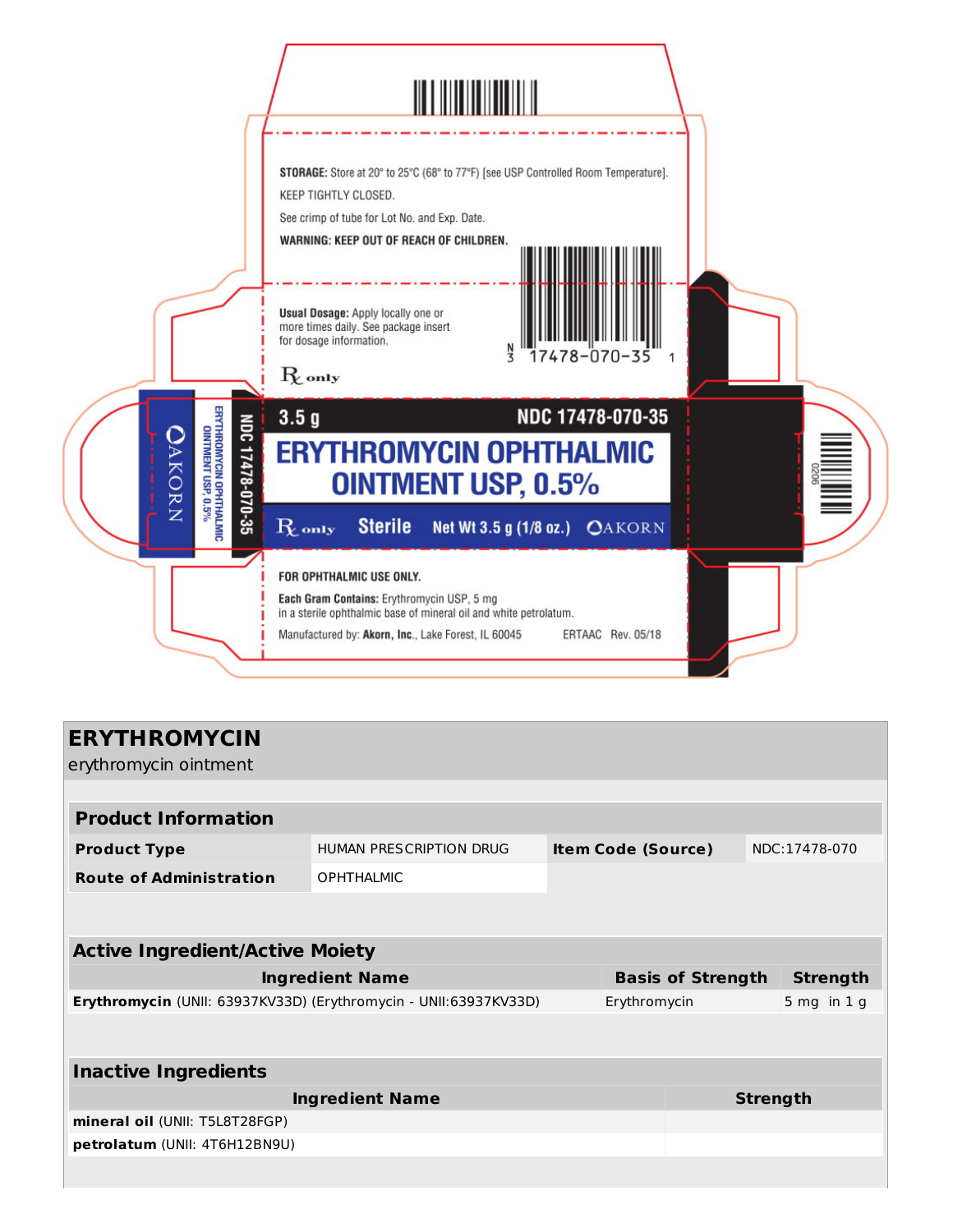STORAGE: Store at 20° to 25°C (68° to 77°F) [see USP Controlled Room Temperature].

KEEP TIGHTLY CLOSED.

See crimp of tube for Lot No. and Exp. Date.

**WARNING: KEEP OUT OF REACH OF CHILDREN.**

**Usual Dosage:** Apply locally one or more times daily. See package insert for dosage information.

N 3 17478-070-35 1

Rx only

3.5 g NDC 17478-070-35

# ERYTHROMYCIN OPHTHALMIC OINTMENT USP, 0.5%

Rx only Sterile Net Wt 3.5 g (1/8 oz.) AKORN

NDC 17478-070-35

ERYTHROMYCIN OPHTHALMIC OINTMENT USP, 0.5%

AKORN

**FOR OPHTHALMIC USE ONLY.**

**Each Gram Contains:** Erythromycin USP, 5 mg in a sterile ophthalmic base of mineral oil and white petrolatum.

Manufactured by: **Akorn, Inc.**, Lake Forest, IL 60045 ERTAAC Rev. 05/18

# ERYTHROMYCIN

erythromycin ointment

| Product Information | | | |
|---|---|---|---|
| **Product Type** | HUMAN PRESCRIPTION DRUG | **Item Code (Source)** | NDC:17478-070 |
| **Route of Administration** | OPHTHALMIC | | |

| Active Ingredient/Active Moiety | | |
|---|---|---|
| **Ingredient Name** | **Basis of Strength** | **Strength** |
| **Erythromycin** (UNII: 63937KV33D) (Erythromycin - UNII:63937KV33D) | Erythromycin | 5 mg in 1 g |

| Inactive Ingredients | |
|---|---|
| **Ingredient Name** | **Strength** |
| **mineral oil** (UNII: T5L8T28FGP) | |
| **petrolatum** (UNII: 4T6H12BN9U) | |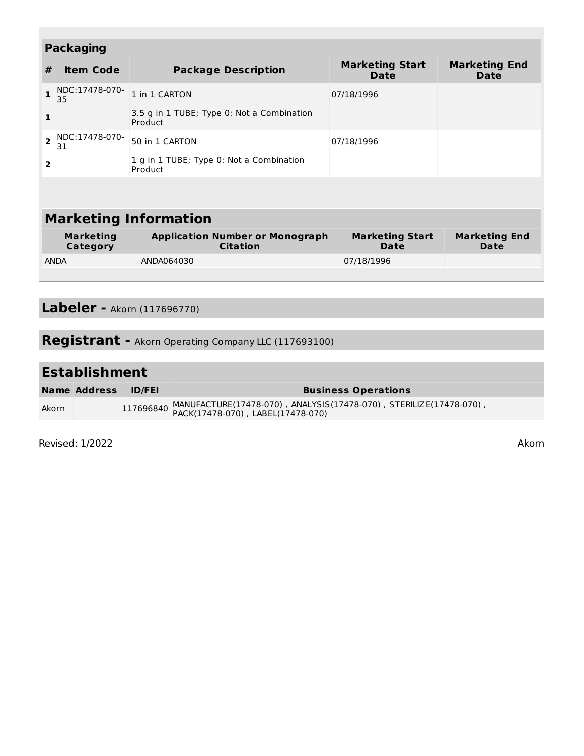### Packaging

| # | Item Code | Package Description | Marketing Start Date | Marketing End Date |
|---|---|---|---|---|
| 1 | NDC:17478-070-35 | 1 in 1 CARTON | 07/18/1996 | |
| 1 | | 3.5 g in 1 TUBE; Type 0: Not a Combination Product | | |
| 2 | NDC:17478-070-31 | 50 in 1 CARTON | 07/18/1996 | |
| 2 | | 1 g in 1 TUBE; Type 0: Not a Combination Product | | |

### Marketing Information

| Marketing Category | Application Number or Monograph Citation | Marketing Start Date | Marketing End Date |
|---|---|---|---|
| ANDA | ANDA064030 | 07/18/1996 | |

## Labeler - Akorn (117696770)

## Registrant - Akorn Operating Company LLC (117693100)

## Establishment

| Name | Address | ID/FEI | Business Operations |
|---|---|---|---|
| Akorn | | 117696840 | MANUFACTURE(17478-070) , ANALYSIS(17478-070) , STERILIZE(17478-070) , PACK(17478-070) , LABEL(17478-070) |

Revised: 1/2022

Akorn